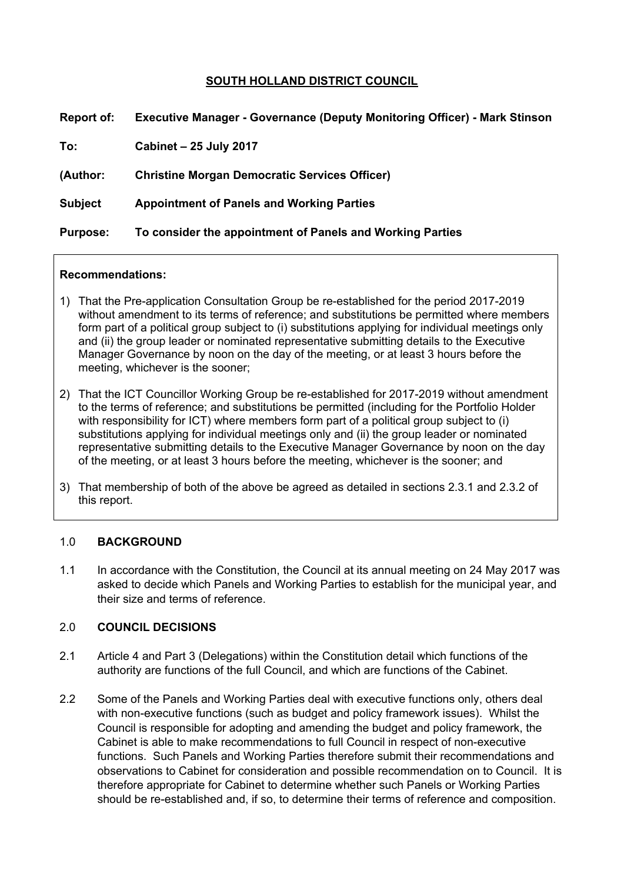**SOUTH HOLLAND DISTRICT COUNCIL**

**Report of:** **Executive Manager - Governance (Deputy Monitoring Officer) - Mark Stinson**

**To:** **Cabinet – 25 July 2017**

**(Author:** **Christine Morgan Democratic Services Officer)**

**Subject** **Appointment of Panels and Working Parties**

**Purpose:** **To consider the appointment of Panels and Working Parties**

**Recommendations:**

1) That the Pre-application Consultation Group be re-established for the period 2017-2019 without amendment to its terms of reference; and substitutions be permitted where members form part of a political group subject to (i) substitutions applying for individual meetings only and (ii) the group leader or nominated representative submitting details to the Executive Manager Governance by noon on the day of the meeting, or at least 3 hours before the meeting, whichever is the sooner;

2) That the ICT Councillor Working Group be re-established for 2017-2019 without amendment to the terms of reference; and substitutions be permitted (including for the Portfolio Holder with responsibility for ICT) where members form part of a political group subject to (i) substitutions applying for individual meetings only and (ii) the group leader or nominated representative submitting details to the Executive Manager Governance by noon on the day of the meeting, or at least 3 hours before the meeting, whichever is the sooner; and

3) That membership of both of the above be agreed as detailed in sections 2.3.1 and 2.3.2 of this report.

## 1.0 BACKGROUND

1.1 In accordance with the Constitution, the Council at its annual meeting on 24 May 2017 was asked to decide which Panels and Working Parties to establish for the municipal year, and their size and terms of reference.

## 2.0 COUNCIL DECISIONS

2.1 Article 4 and Part 3 (Delegations) within the Constitution detail which functions of the authority are functions of the full Council, and which are functions of the Cabinet.

2.2 Some of the Panels and Working Parties deal with executive functions only, others deal with non-executive functions (such as budget and policy framework issues). Whilst the Council is responsible for adopting and amending the budget and policy framework, the Cabinet is able to make recommendations to full Council in respect of non-executive functions. Such Panels and Working Parties therefore submit their recommendations and observations to Cabinet for consideration and possible recommendation on to Council. It is therefore appropriate for Cabinet to determine whether such Panels or Working Parties should be re-established and, if so, to determine their terms of reference and composition.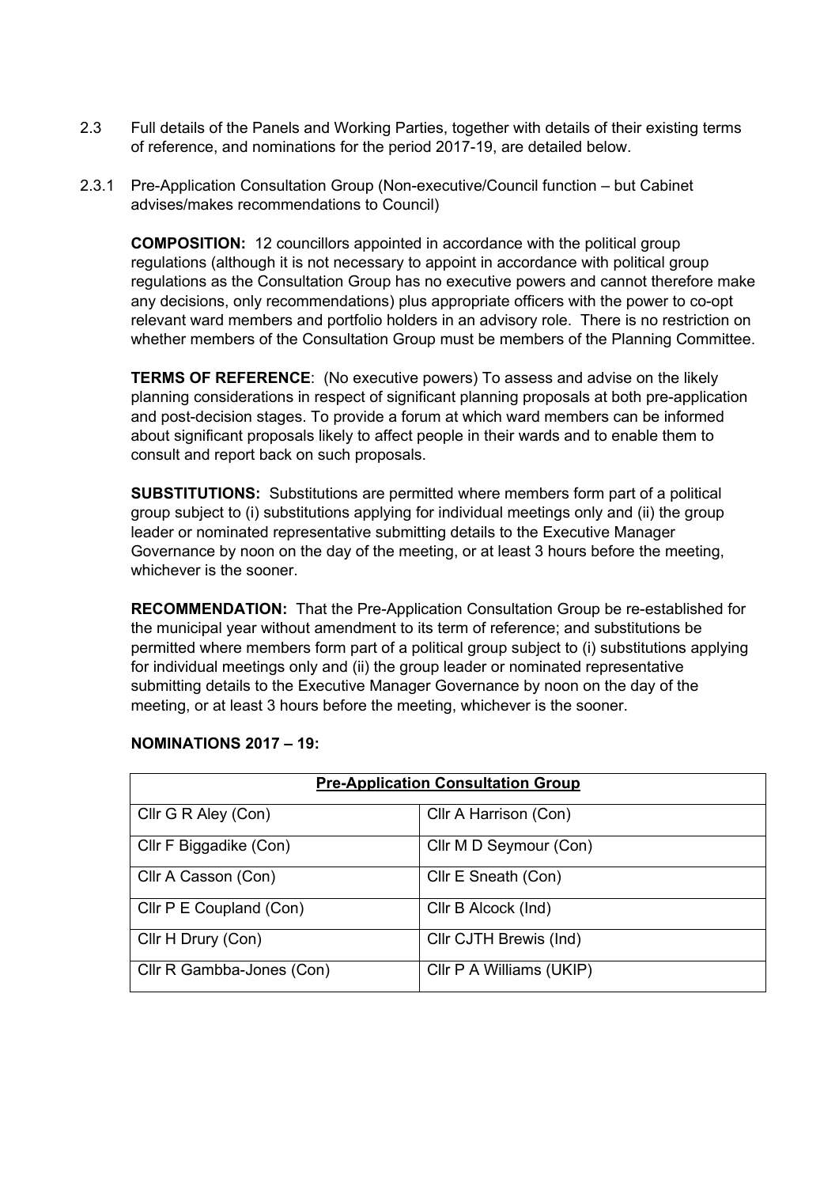2.3 Full details of the Panels and Working Parties, together with details of their existing terms of reference, and nominations for the period 2017-19, are detailed below.

2.3.1 Pre-Application Consultation Group (Non-executive/Council function – but Cabinet advises/makes recommendations to Council)

**COMPOSITION:** 12 councillors appointed in accordance with the political group regulations (although it is not necessary to appoint in accordance with political group regulations as the Consultation Group has no executive powers and cannot therefore make any decisions, only recommendations) plus appropriate officers with the power to co-opt relevant ward members and portfolio holders in an advisory role. There is no restriction on whether members of the Consultation Group must be members of the Planning Committee.

**TERMS OF REFERENCE**: (No executive powers) To assess and advise on the likely planning considerations in respect of significant planning proposals at both pre-application and post-decision stages. To provide a forum at which ward members can be informed about significant proposals likely to affect people in their wards and to enable them to consult and report back on such proposals.

**SUBSTITUTIONS:** Substitutions are permitted where members form part of a political group subject to (i) substitutions applying for individual meetings only and (ii) the group leader or nominated representative submitting details to the Executive Manager Governance by noon on the day of the meeting, or at least 3 hours before the meeting, whichever is the sooner.

**RECOMMENDATION:** That the Pre-Application Consultation Group be re-established for the municipal year without amendment to its term of reference; and substitutions be permitted where members form part of a political group subject to (i) substitutions applying for individual meetings only and (ii) the group leader or nominated representative submitting details to the Executive Manager Governance by noon on the day of the meeting, or at least 3 hours before the meeting, whichever is the sooner.

**NOMINATIONS 2017 – 19:**

| **Pre-Application Consultation Group** | |
|---|---|
| Cllr G R Aley (Con) | Cllr A Harrison (Con) |
| Cllr F Biggadike (Con) | Cllr M D Seymour (Con) |
| Cllr A Casson (Con) | Cllr E Sneath (Con) |
| Cllr P E Coupland (Con) | Cllr B Alcock (Ind) |
| Cllr H Drury (Con) | Cllr CJTH Brewis (Ind) |
| Cllr R Gambba-Jones (Con) | Cllr P A Williams (UKIP) |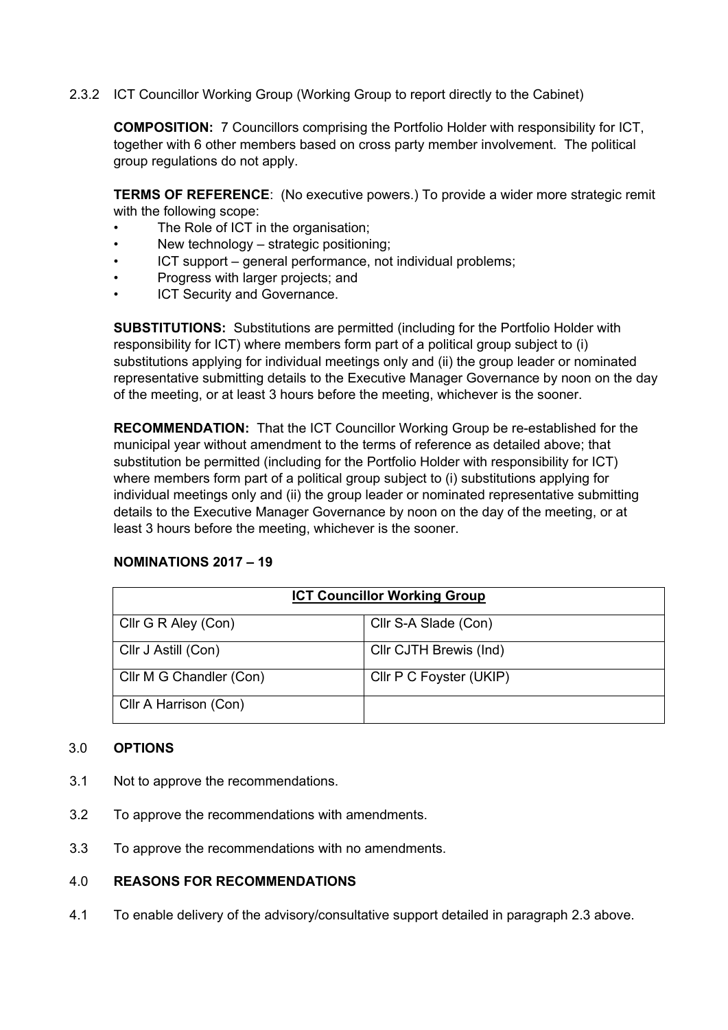2.3.2 ICT Councillor Working Group (Working Group to report directly to the Cabinet)

**COMPOSITION:** 7 Councillors comprising the Portfolio Holder with responsibility for ICT, together with 6 other members based on cross party member involvement. The political group regulations do not apply.

**TERMS OF REFERENCE**: (No executive powers.) To provide a wider more strategic remit with the following scope:

- The Role of ICT in the organisation;
- New technology – strategic positioning;
- ICT support – general performance, not individual problems;
- Progress with larger projects; and
- ICT Security and Governance.

**SUBSTITUTIONS:** Substitutions are permitted (including for the Portfolio Holder with responsibility for ICT) where members form part of a political group subject to (i) substitutions applying for individual meetings only and (ii) the group leader or nominated representative submitting details to the Executive Manager Governance by noon on the day of the meeting, or at least 3 hours before the meeting, whichever is the sooner.

**RECOMMENDATION:** That the ICT Councillor Working Group be re-established for the municipal year without amendment to the terms of reference as detailed above; that substitution be permitted (including for the Portfolio Holder with responsibility for ICT) where members form part of a political group subject to (i) substitutions applying for individual meetings only and (ii) the group leader or nominated representative submitting details to the Executive Manager Governance by noon on the day of the meeting, or at least 3 hours before the meeting, whichever is the sooner.

**NOMINATIONS 2017 – 19**

| **ICT Councillor Working Group** | |
|---|---|
| Cllr G R Aley (Con) | Cllr S-A Slade (Con) |
| Cllr J Astill (Con) | Cllr CJTH Brewis (Ind) |
| Cllr M G Chandler (Con) | Cllr P C Foyster (UKIP) |
| Cllr A Harrison (Con) | |

## 3.0 OPTIONS

3.1 Not to approve the recommendations.

3.2 To approve the recommendations with amendments.

3.3 To approve the recommendations with no amendments.

## 4.0 REASONS FOR RECOMMENDATIONS

4.1 To enable delivery of the advisory/consultative support detailed in paragraph 2.3 above.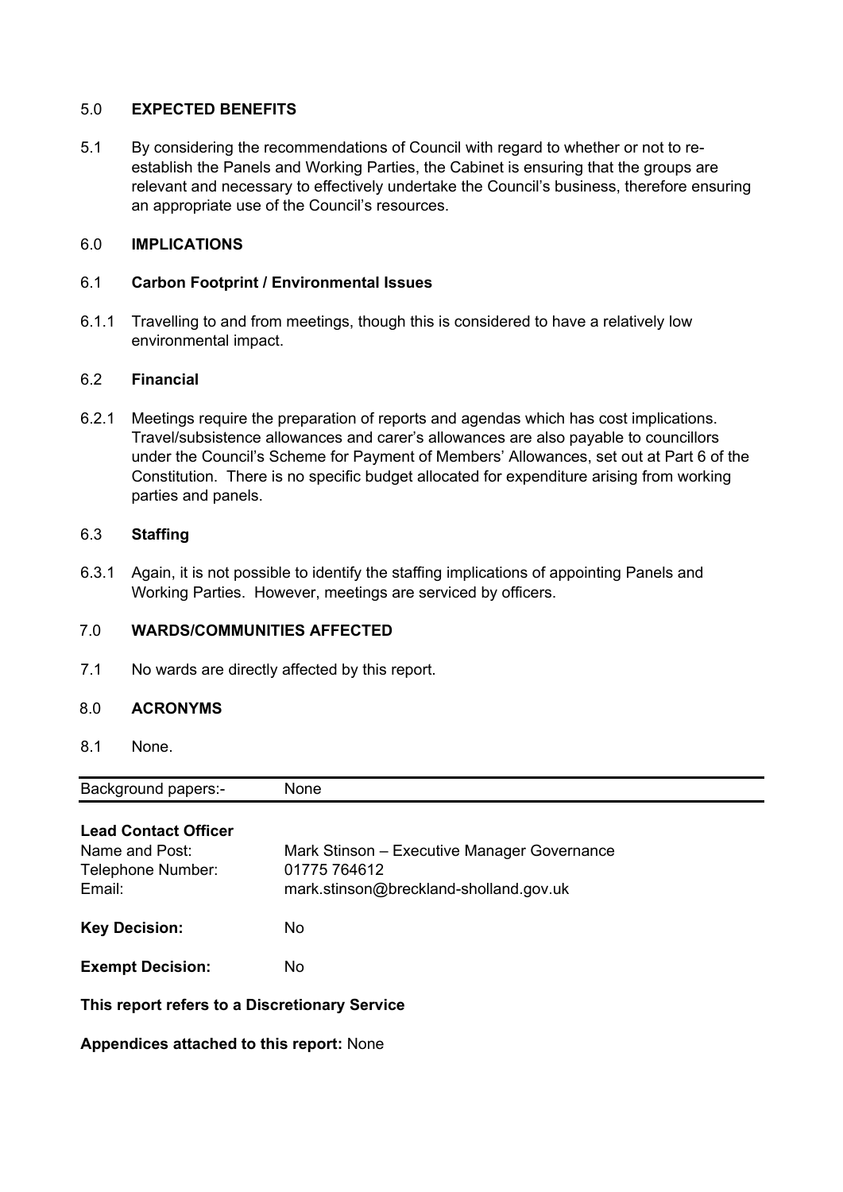## 5.0 EXPECTED BENEFITS

5.1 By considering the recommendations of Council with regard to whether or not to re-establish the Panels and Working Parties, the Cabinet is ensuring that the groups are relevant and necessary to effectively undertake the Council's business, therefore ensuring an appropriate use of the Council's resources.

## 6.0 IMPLICATIONS

### 6.1 Carbon Footprint / Environmental Issues

6.1.1 Travelling to and from meetings, though this is considered to have a relatively low environmental impact.

### 6.2 Financial

6.2.1 Meetings require the preparation of reports and agendas which has cost implications. Travel/subsistence allowances and carer's allowances are also payable to councillors under the Council's Scheme for Payment of Members' Allowances, set out at Part 6 of the Constitution. There is no specific budget allocated for expenditure arising from working parties and panels.

### 6.3 Staffing

6.3.1 Again, it is not possible to identify the staffing implications of appointing Panels and Working Parties. However, meetings are serviced by officers.

## 7.0 WARDS/COMMUNITIES AFFECTED

7.1 No wards are directly affected by this report.

## 8.0 ACRONYMS

8.1 None.

| | |
|---|---|
| Background papers:- | None |

**Lead Contact Officer**

| | |
|---|---|
| Name and Post: | Mark Stinson – Executive Manager Governance |
| Telephone Number: | 01775 764612 |
| Email: | mark.stinson@breckland-sholland.gov.uk |

**Key Decision:** No

**Exempt Decision:** No

**This report refers to a Discretionary Service**

**Appendices attached to this report:** None